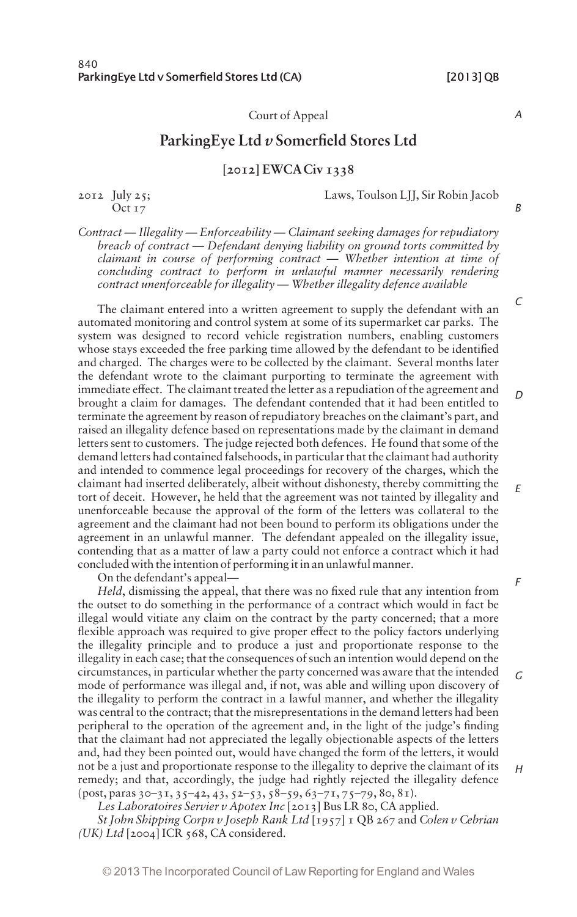Court of Appeal

## ParkingEye Ltd *v* Somerfield Stores Ltd

### [2012] EWCA Civ 1338

2012 July 25; Oct 17

Laws, Toulson LJJ, Sir Robin Jacob

*Contract — Illegality — Enforceability — Claimant seeking damages for repudiatory breach of contract — Defendant denying liability on ground torts committed by claimant in course of performing contract — Whether intention at time of concluding contract to perform in unlawful manner necessarily rendering contract unenforceable for illegality — Whether illegality defence available*

The claimant entered into a written agreement to supply the defendant with an automated monitoring and control system at some of its supermarket car parks. The system was designed to record vehicle registration numbers, enabling customers whose stays exceeded the free parking time allowed by the defendant to be identified and charged. The charges were to be collected by the claimant. Several months later the defendant wrote to the claimant purporting to terminate the agreement with immediate effect. The claimant treated the letter as a repudiation of the agreement and brought a claim for damages. The defendant contended that it had been entitled to terminate the agreement by reason of repudiatory breaches on the claimant's part, and raised an illegality defence based on representations made by the claimant in demand letters sent to customers. The judge rejected both defences. He found that some of the demand letters had contained falsehoods, in particular that the claimant had authority and intended to commence legal proceedings for recovery of the charges, which the claimant had inserted deliberately, albeit without dishonesty, thereby committing the tort of deceit. However, he held that the agreement was not tainted by illegality and unenforceable because the approval of the form of the letters was collateral to the agreement and the claimant had not been bound to perform its obligations under the agreement in an unlawful manner. The defendant appealed on the illegality issue, contending that as a matter of law a party could not enforce a contract which it had concluded with the intention of performing it in an unlawful manner.

On the defendant's appeal—

*Held*, dismissing the appeal, that there was no fixed rule that any intention from the outset to do something in the performance of a contract which would in fact be illegal would vitiate any claim on the contract by the party concerned; that a more flexible approach was required to give proper effect to the policy factors underlying the illegality principle and to produce a just and proportionate response to the illegality in each case; that the consequences of such an intention would depend on the circumstances, in particular whether the party concerned was aware that the intended mode of performance was illegal and, if not, was able and willing upon discovery of the illegality to perform the contract in a lawful manner, and whether the illegality was central to the contract; that the misrepresentations in the demand letters had been peripheral to the operation of the agreement and, in the light of the judge's finding that the claimant had not appreciated the legally objectionable aspects of the letters and, had they been pointed out, would have changed the form of the letters, it would not be a just and proportionate response to the illegality to deprive the claimant of its remedy; and that, accordingly, the judge had rightly rejected the illegality defence (post, paras 30–31, 35–42, 43, 52–53, 58–59, 63–71, 75–79, 80, 81).

*Les Laboratoires Servier v Apotex Inc* [2013] Bus LR 80, CA applied.

*St John Shipping Corpn v Joseph Rank Ltd* [1957] 1 QB 267 and *Colen v Cebrian (UK) Ltd* [2004] ICR 568, CA considered.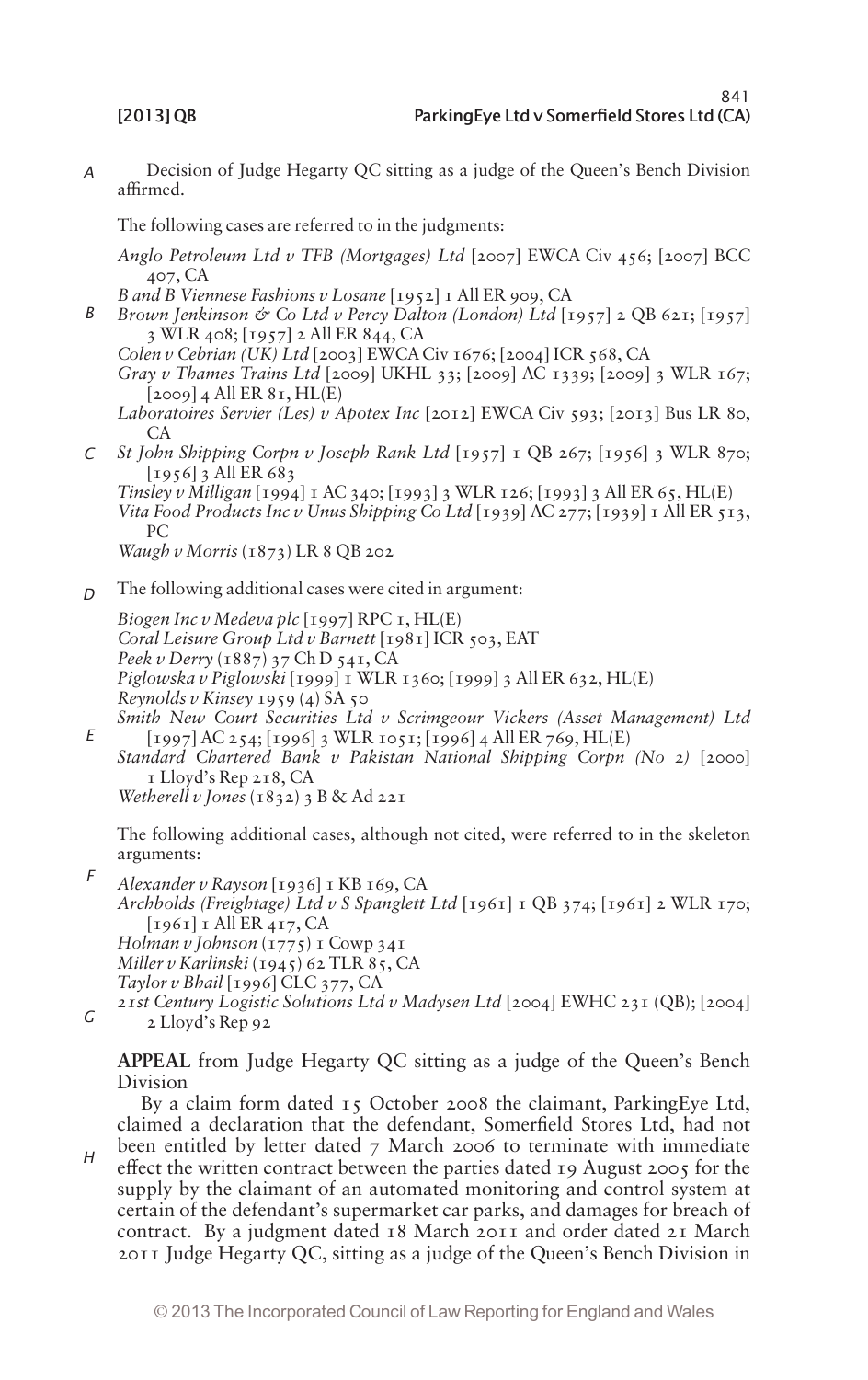Decision of Judge Hegarty QC sitting as a judge of the Queen's Bench Division affirmed.

The following cases are referred to in the judgments:

*Anglo Petroleum Ltd v TFB (Mortgages) Ltd* [2007] EWCA Civ 456; [2007] BCC 407, CA

*B and B Viennese Fashions v Losane* [1952] 1 All ER 909, CA

*Brown Jenkinson & Co Ltd v Percy Dalton (London) Ltd* [1957] 2 QB 621; [1957] 3 WLR 408; [1957] 2 All ER 844, CA

*Colen v Cebrian (UK) Ltd* [2003] EWCA Civ 1676; [2004] ICR 568, CA

*Gray v Thames Trains Ltd* [2009] UKHL 33; [2009] AC 1339; [2009] 3 WLR 167; [2009] 4 All ER 81, HL(E)

*Laboratoires Servier (Les) v Apotex Inc* [2012] EWCA Civ 593; [2013] Bus LR 80, CA

*St John Shipping Corpn v Joseph Rank Ltd* [1957] 1 QB 267; [1956] 3 WLR 870; [1956] 3 All ER 683

*Tinsley v Milligan* [1994] 1 AC 340; [1993] 3 WLR 126; [1993] 3 All ER 65, HL(E)

*Vita Food Products Inc v Unus Shipping Co Ltd* [1939] AC 277; [1939] 1 All ER 513, PC

*Waugh v Morris* (1873) LR 8 QB 202

The following additional cases were cited in argument:

*Biogen Inc v Medeva plc* [1997] RPC 1, HL(E)

*Coral Leisure Group Ltd v Barnett* [1981] ICR 503, EAT

*Peek v Derry* (1887) 37 Ch D 541, CA

*Piglowska v Piglowski* [1999] 1 WLR 1360; [1999] 3 All ER 632, HL(E)

*Reynolds v Kinsey* 1959 (4) SA 50

*Smith New Court Securities Ltd v Scrimgeour Vickers (Asset Management) Ltd* [1997] AC 254; [1996] 3 WLR 1051; [1996] 4 All ER 769, HL(E)

*Standard Chartered Bank v Pakistan National Shipping Corpn (No 2)* [2000] 1 Lloyd's Rep 218, CA

*Wetherell v Jones* (1832) 3 B & Ad 221

The following additional cases, although not cited, were referred to in the skeleton arguments:

*Alexander v Rayson* [1936] 1 KB 169, CA

*Archbolds (Freightage) Ltd v S Spanglett Ltd* [1961] 1 QB 374; [1961] 2 WLR 170; [1961] 1 All ER 417, CA

*Holman v Johnson* (1775) 1 Cowp 341

*Miller v Karlinski* (1945) 62 TLR 85, CA

*Taylor v Bhail* [1996] CLC 377, CA

*21st Century Logistic Solutions Ltd v Madysen Ltd* [2004] EWHC 231 (QB); [2004] 2 Lloyd's Rep 92

**APPEAL** from Judge Hegarty QC sitting as a judge of the Queen's Bench Division

By a claim form dated 15 October 2008 the claimant, ParkingEye Ltd, claimed a declaration that the defendant, Somerfield Stores Ltd, had not been entitled by letter dated 7 March 2006 to terminate with immediate effect the written contract between the parties dated 19 August 2005 for the supply by the claimant of an automated monitoring and control system at certain of the defendant's supermarket car parks, and damages for breach of contract. By a judgment dated 18 March 2011 and order dated 21 March 2011 Judge Hegarty QC, sitting as a judge of the Queen's Bench Division in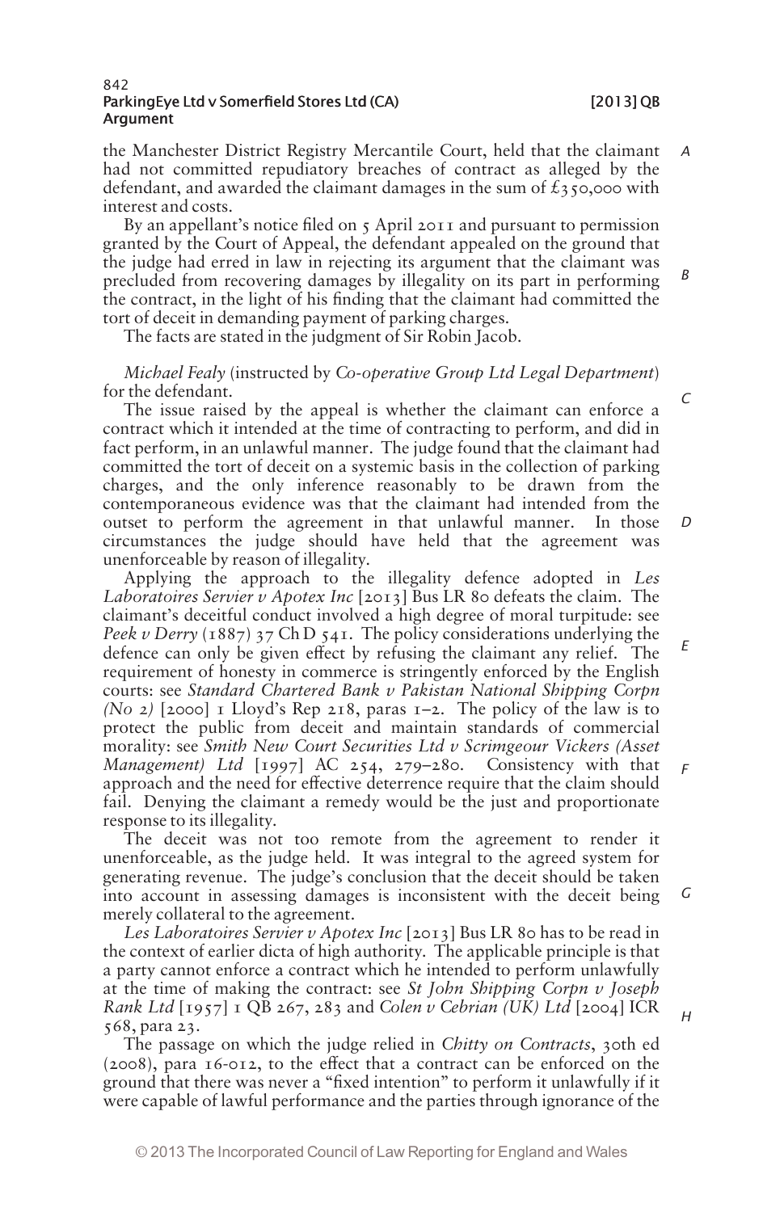the Manchester District Registry Mercantile Court, held that the claimant had not committed repudiatory breaches of contract as alleged by the defendant, and awarded the claimant damages in the sum of £350,000 with interest and costs.

By an appellant's notice filed on 5 April 2011 and pursuant to permission granted by the Court of Appeal, the defendant appealed on the ground that the judge had erred in law in rejecting its argument that the claimant was precluded from recovering damages by illegality on its part in performing the contract, in the light of his finding that the claimant had committed the tort of deceit in demanding payment of parking charges.

The facts are stated in the judgment of Sir Robin Jacob.

*Michael Fealy* (instructed by *Co-operative Group Ltd Legal Department*) for the defendant.

The issue raised by the appeal is whether the claimant can enforce a contract which it intended at the time of contracting to perform, and did in fact perform, in an unlawful manner. The judge found that the claimant had committed the tort of deceit on a systemic basis in the collection of parking charges, and the only inference reasonably to be drawn from the contemporaneous evidence was that the claimant had intended from the outset to perform the agreement in that unlawful manner. In those circumstances the judge should have held that the agreement was unenforceable by reason of illegality.

Applying the approach to the illegality defence adopted in *Les Laboratoires Servier v Apotex Inc* [2013] Bus LR 80 defeats the claim. The claimant's deceitful conduct involved a high degree of moral turpitude: see *Peek v Derry* (1887) 37 Ch D 541. The policy considerations underlying the defence can only be given effect by refusing the claimant any relief. The requirement of honesty in commerce is stringently enforced by the English courts: see *Standard Chartered Bank v Pakistan National Shipping Corpn (No 2)* [2000] 1 Lloyd's Rep 218, paras 1–2. The policy of the law is to protect the public from deceit and maintain standards of commercial morality: see *Smith New Court Securities Ltd v Scrimgeour Vickers (Asset Management) Ltd* [1997] AC 254, 279–280. Consistency with that approach and the need for effective deterrence require that the claim should fail. Denying the claimant a remedy would be the just and proportionate response to its illegality.

The deceit was not too remote from the agreement to render it unenforceable, as the judge held. It was integral to the agreed system for generating revenue. The judge's conclusion that the deceit should be taken into account in assessing damages is inconsistent with the deceit being merely collateral to the agreement.

*Les Laboratoires Servier v Apotex Inc* [2013] Bus LR 80 has to be read in the context of earlier dicta of high authority. The applicable principle is that a party cannot enforce a contract which he intended to perform unlawfully at the time of making the contract: see *St John Shipping Corpn v Joseph Rank Ltd* [1957] 1 QB 267, 283 and *Colen v Cebrian (UK) Ltd* [2004] ICR 568, para 23.

The passage on which the judge relied in *Chitty on Contracts*, 30th ed (2008), para 16-012, to the effect that a contract can be enforced on the ground that there was never a "fixed intention" to perform it unlawfully if it were capable of lawful performance and the parties through ignorance of the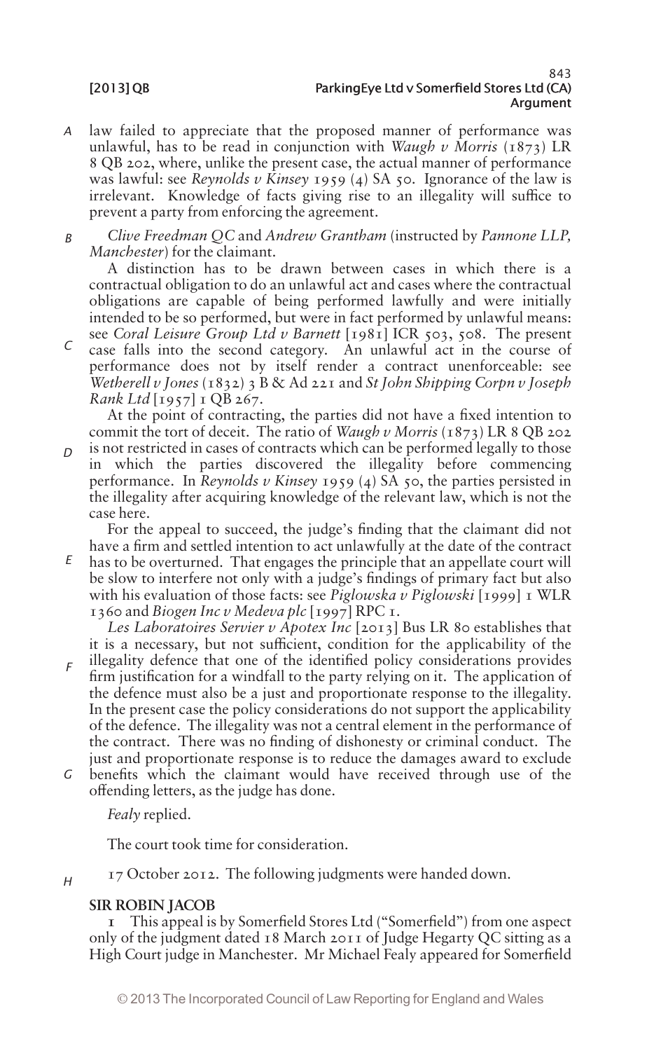law failed to appreciate that the proposed manner of performance was unlawful, has to be read in conjunction with *Waugh v Morris* (1873) LR 8 QB 202, where, unlike the present case, the actual manner of performance was lawful: see *Reynolds v Kinsey* 1959 (4) SA 50. Ignorance of the law is irrelevant. Knowledge of facts giving rise to an illegality will suffice to prevent a party from enforcing the agreement.

*Clive Freedman QC* and *Andrew Grantham* (instructed by *Pannone LLP, Manchester*) for the claimant.

A distinction has to be drawn between cases in which there is a contractual obligation to do an unlawful act and cases where the contractual obligations are capable of being performed lawfully and were initially intended to be so performed, but were in fact performed by unlawful means: see *Coral Leisure Group Ltd v Barnett* [1981] ICR 503, 508. The present case falls into the second category. An unlawful act in the course of performance does not by itself render a contract unenforceable: see *Wetherell v Jones* (1832) 3 B & Ad 221 and *St John Shipping Corpn v Joseph Rank Ltd* [1957] 1 QB 267.

At the point of contracting, the parties did not have a fixed intention to commit the tort of deceit. The ratio of *Waugh v Morris* (1873) LR 8 QB 202 is not restricted in cases of contracts which can be performed legally to those in which the parties discovered the illegality before commencing performance. In *Reynolds v Kinsey* 1959 (4) SA 50, the parties persisted in the illegality after acquiring knowledge of the relevant law, which is not the case here.

For the appeal to succeed, the judge's finding that the claimant did not have a firm and settled intention to act unlawfully at the date of the contract has to be overturned. That engages the principle that an appellate court will be slow to interfere not only with a judge's findings of primary fact but also with his evaluation of those facts: see *Piglowska v Piglowski* [1999] 1 WLR 1360 and *Biogen Inc v Medeva plc* [1997] RPC 1.

*Les Laboratoires Servier v Apotex Inc* [2013] Bus LR 80 establishes that it is a necessary, but not sufficient, condition for the applicability of the illegality defence that one of the identified policy considerations provides firm justification for a windfall to the party relying on it. The application of the defence must also be a just and proportionate response to the illegality. In the present case the policy considerations do not support the applicability of the defence. The illegality was not a central element in the performance of the contract. There was no finding of dishonesty or criminal conduct. The just and proportionate response is to reduce the damages award to exclude benefits which the claimant would have received through use of the offending letters, as the judge has done.

*Fealy* replied.

The court took time for consideration.

17 October 2012. The following judgments were handed down.

**SIR ROBIN JACOB**

1 This appeal is by Somerfield Stores Ltd ("Somerfield") from one aspect only of the judgment dated 18 March 2011 of Judge Hegarty QC sitting as a High Court judge in Manchester. Mr Michael Fealy appeared for Somerfield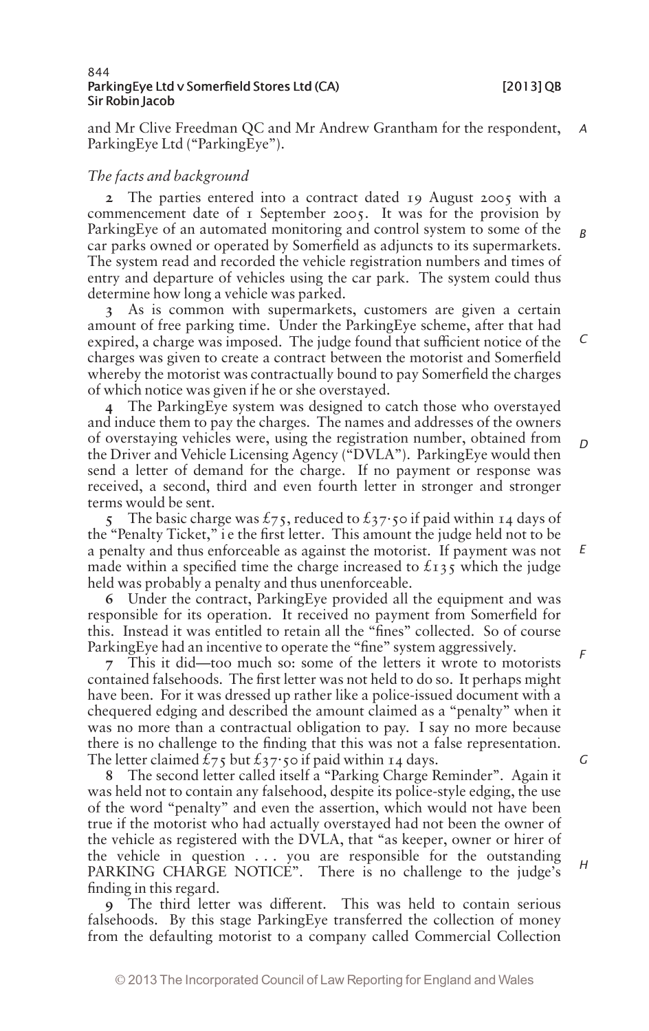and Mr Clive Freedman QC and Mr Andrew Grantham for the respondent, ParkingEye Ltd ("ParkingEye").

*The facts and background*

**2** The parties entered into a contract dated 19 August 2005 with a commencement date of 1 September 2005. It was for the provision by ParkingEye of an automated monitoring and control system to some of the car parks owned or operated by Somerfield as adjuncts to its supermarkets. The system read and recorded the vehicle registration numbers and times of entry and departure of vehicles using the car park. The system could thus determine how long a vehicle was parked.

**3** As is common with supermarkets, customers are given a certain amount of free parking time. Under the ParkingEye scheme, after that had expired, a charge was imposed. The judge found that sufficient notice of the charges was given to create a contract between the motorist and Somerfield whereby the motorist was contractually bound to pay Somerfield the charges of which notice was given if he or she overstayed.

**4** The ParkingEye system was designed to catch those who overstayed and induce them to pay the charges. The names and addresses of the owners of overstaying vehicles were, using the registration number, obtained from the Driver and Vehicle Licensing Agency ("DVLA"). ParkingEye would then send a letter of demand for the charge. If no payment or response was received, a second, third and even fourth letter in stronger and stronger terms would be sent.

**5** The basic charge was £75, reduced to £37·50 if paid within 14 days of the "Penalty Ticket," i e the first letter. This amount the judge held not to be a penalty and thus enforceable as against the motorist. If payment was not made within a specified time the charge increased to £135 which the judge held was probably a penalty and thus unenforceable.

**6** Under the contract, ParkingEye provided all the equipment and was responsible for its operation. It received no payment from Somerfield for this. Instead it was entitled to retain all the "fines" collected. So of course ParkingEye had an incentive to operate the "fine" system aggressively.

**7** This it did—too much so: some of the letters it wrote to motorists contained falsehoods. The first letter was not held to do so. It perhaps might have been. For it was dressed up rather like a police-issued document with a chequered edging and described the amount claimed as a "penalty" when it was no more than a contractual obligation to pay. I say no more because there is no challenge to the finding that this was not a false representation. The letter claimed £75 but £37·50 if paid within 14 days.

**8** The second letter called itself a "Parking Charge Reminder". Again it was held not to contain any falsehood, despite its police-style edging, the use of the word "penalty" and even the assertion, which would not have been true if the motorist who had actually overstayed had not been the owner of the vehicle as registered with the DVLA, that "as keeper, owner or hirer of the vehicle in question . . . you are responsible for the outstanding PARKING CHARGE NOTICE". There is no challenge to the judge's finding in this regard.

**9** The third letter was different. This was held to contain serious falsehoods. By this stage ParkingEye transferred the collection of money from the defaulting motorist to a company called Commercial Collection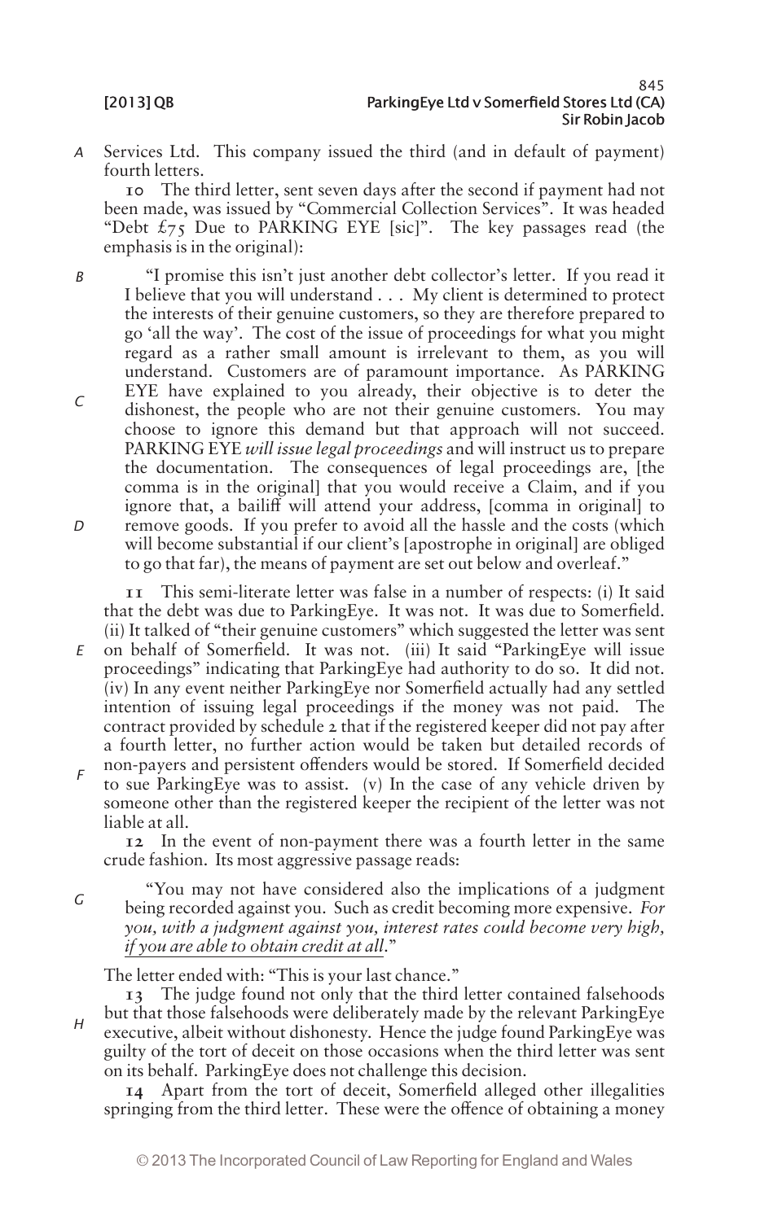Services Ltd. This company issued the third (and in default of payment) fourth letters.

10 The third letter, sent seven days after the second if payment had not been made, was issued by "Commercial Collection Services". It was headed "Debt £75 Due to PARKING EYE [sic]". The key passages read (the emphasis is in the original):

> "I promise this isn't just another debt collector's letter. If you read it I believe that you will understand . . . My client is determined to protect the interests of their genuine customers, so they are therefore prepared to go 'all the way'. The cost of the issue of proceedings for what you might regard as a rather small amount is irrelevant to them, as you will understand. Customers are of paramount importance. As PARKING EYE have explained to you already, their objective is to deter the dishonest, the people who are not their genuine customers. You may choose to ignore this demand but that approach will not succeed. PARKING EYE *will issue legal proceedings* and will instruct us to prepare the documentation. The consequences of legal proceedings are, [the comma is in the original] that you would receive a Claim, and if you ignore that, a bailiff will attend your address, [comma in original] to remove goods. If you prefer to avoid all the hassle and the costs (which will become substantial if our client's [apostrophe in original] are obliged to go that far), the means of payment are set out below and overleaf."

11 This semi-literate letter was false in a number of respects: (i) It said that the debt was due to ParkingEye. It was not. It was due to Somerfield. (ii) It talked of "their genuine customers" which suggested the letter was sent on behalf of Somerfield. It was not. (iii) It said "ParkingEye will issue proceedings" indicating that ParkingEye had authority to do so. It did not. (iv) In any event neither ParkingEye nor Somerfield actually had any settled intention of issuing legal proceedings if the money was not paid. The contract provided by schedule 2 that if the registered keeper did not pay after a fourth letter, no further action would be taken but detailed records of non-payers and persistent offenders would be stored. If Somerfield decided to sue ParkingEye was to assist. (v) In the case of any vehicle driven by someone other than the registered keeper the recipient of the letter was not liable at all.

12 In the event of non-payment there was a fourth letter in the same crude fashion. Its most aggressive passage reads:

> "You may not have considered also the implications of a judgment being recorded against you. Such as credit becoming more expensive. *For you, with a judgment against you, interest rates could become very high, <u>if you are able to obtain credit at all</u>.*"

The letter ended with: "This is your last chance."

13 The judge found not only that the third letter contained falsehoods but that those falsehoods were deliberately made by the relevant ParkingEye executive, albeit without dishonesty. Hence the judge found ParkingEye was guilty of the tort of deceit on those occasions when the third letter was sent on its behalf. ParkingEye does not challenge this decision.

14 Apart from the tort of deceit, Somerfield alleged other illegalities springing from the third letter. These were the offence of obtaining a money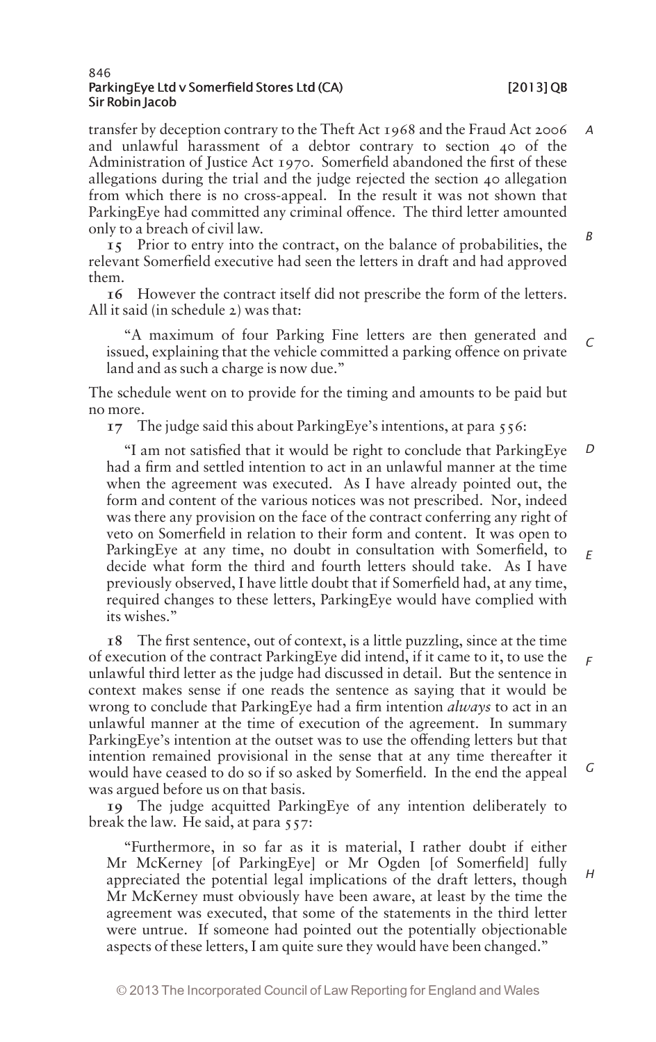transfer by deception contrary to the Theft Act 1968 and the Fraud Act 2006 and unlawful harassment of a debtor contrary to section 40 of the Administration of Justice Act 1970. Somerfield abandoned the first of these allegations during the trial and the judge rejected the section 40 allegation from which there is no cross-appeal. In the result it was not shown that ParkingEye had committed any criminal offence. The third letter amounted only to a breach of civil law.

15 Prior to entry into the contract, on the balance of probabilities, the relevant Somerfield executive had seen the letters in draft and had approved them.

16 However the contract itself did not prescribe the form of the letters. All it said (in schedule 2) was that:

> "A maximum of four Parking Fine letters are then generated and issued, explaining that the vehicle committed a parking offence on private land and as such a charge is now due."

The schedule went on to provide for the timing and amounts to be paid but no more.

17 The judge said this about ParkingEye's intentions, at para 556:

> "I am not satisfied that it would be right to conclude that ParkingEye had a firm and settled intention to act in an unlawful manner at the time when the agreement was executed. As I have already pointed out, the form and content of the various notices was not prescribed. Nor, indeed was there any provision on the face of the contract conferring any right of veto on Somerfield in relation to their form and content. It was open to ParkingEye at any time, no doubt in consultation with Somerfield, to decide what form the third and fourth letters should take. As I have previously observed, I have little doubt that if Somerfield had, at any time, required changes to these letters, ParkingEye would have complied with its wishes."

18 The first sentence, out of context, is a little puzzling, since at the time of execution of the contract ParkingEye did intend, if it came to it, to use the unlawful third letter as the judge had discussed in detail. But the sentence in context makes sense if one reads the sentence as saying that it would be wrong to conclude that ParkingEye had a firm intention *always* to act in an unlawful manner at the time of execution of the agreement. In summary ParkingEye's intention at the outset was to use the offending letters but that intention remained provisional in the sense that at any time thereafter it would have ceased to do so if so asked by Somerfield. In the end the appeal was argued before us on that basis.

19 The judge acquitted ParkingEye of any intention deliberately to break the law. He said, at para 557:

> "Furthermore, in so far as it is material, I rather doubt if either Mr McKerney [of ParkingEye] or Mr Ogden [of Somerfield] fully appreciated the potential legal implications of the draft letters, though Mr McKerney must obviously have been aware, at least by the time the agreement was executed, that some of the statements in the third letter were untrue. If someone had pointed out the potentially objectionable aspects of these letters, I am quite sure they would have been changed."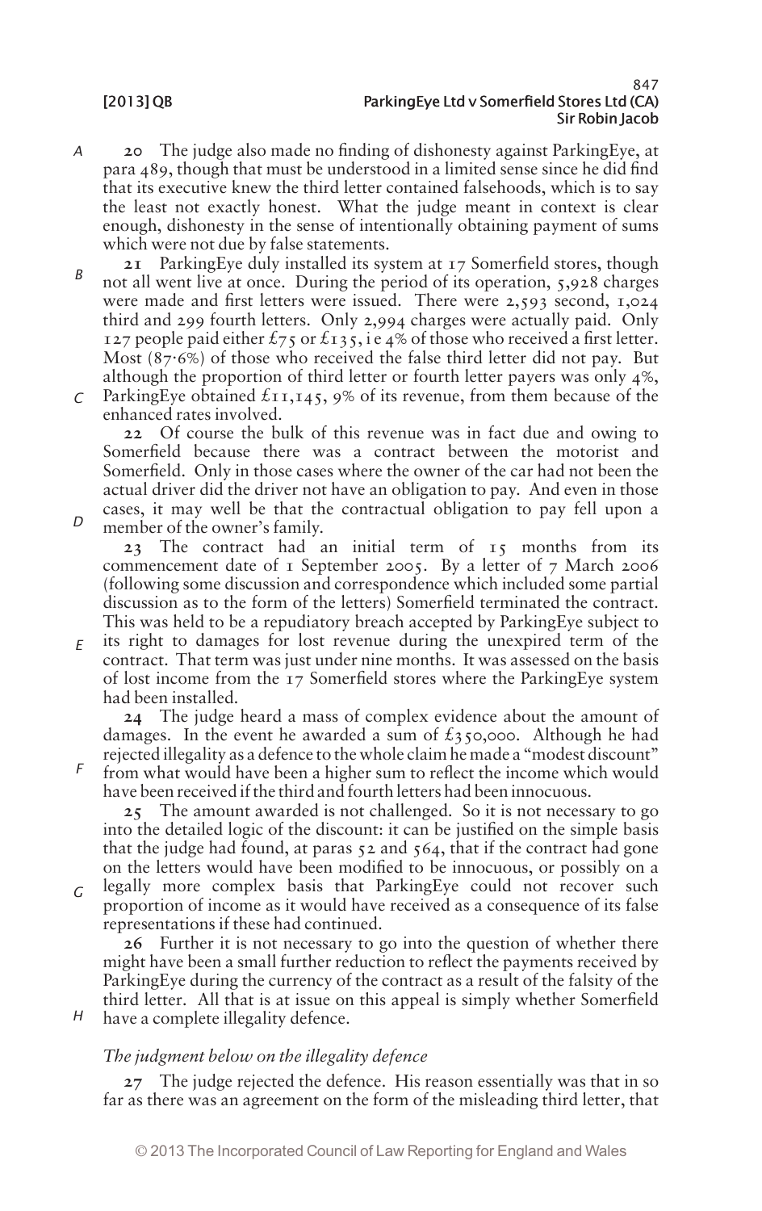20 The judge also made no finding of dishonesty against ParkingEye, at para 489, though that must be understood in a limited sense since he did find that its executive knew the third letter contained falsehoods, which is to say the least not exactly honest. What the judge meant in context is clear enough, dishonesty in the sense of intentionally obtaining payment of sums which were not due by false statements.

21 ParkingEye duly installed its system at 17 Somerfield stores, though not all went live at once. During the period of its operation, 5,928 charges were made and first letters were issued. There were 2,593 second, 1,024 third and 299 fourth letters. Only 2,994 charges were actually paid. Only 127 people paid either £75 or £135, i e 4% of those who received a first letter. Most (87·6%) of those who received the false third letter did not pay. But although the proportion of third letter or fourth letter payers was only 4%, ParkingEye obtained £11,145, 9% of its revenue, from them because of the enhanced rates involved.

22 Of course the bulk of this revenue was in fact due and owing to Somerfield because there was a contract between the motorist and Somerfield. Only in those cases where the owner of the car had not been the actual driver did the driver not have an obligation to pay. And even in those cases, it may well be that the contractual obligation to pay fell upon a member of the owner's family.

23 The contract had an initial term of 15 months from its commencement date of 1 September 2005. By a letter of 7 March 2006 (following some discussion and correspondence which included some partial discussion as to the form of the letters) Somerfield terminated the contract. This was held to be a repudiatory breach accepted by ParkingEye subject to its right to damages for lost revenue during the unexpired term of the contract. That term was just under nine months. It was assessed on the basis of lost income from the 17 Somerfield stores where the ParkingEye system had been installed.

24 The judge heard a mass of complex evidence about the amount of damages. In the event he awarded a sum of £350,000. Although he had rejected illegality as a defence to the whole claim he made a "modest discount" from what would have been a higher sum to reflect the income which would have been received if the third and fourth letters had been innocuous.

25 The amount awarded is not challenged. So it is not necessary to go into the detailed logic of the discount: it can be justified on the simple basis that the judge had found, at paras 52 and 564, that if the contract had gone on the letters would have been modified to be innocuous, or possibly on a legally more complex basis that ParkingEye could not recover such proportion of income as it would have received as a consequence of its false representations if these had continued.

26 Further it is not necessary to go into the question of whether there might have been a small further reduction to reflect the payments received by ParkingEye during the currency of the contract as a result of the falsity of the third letter. All that is at issue on this appeal is simply whether Somerfield have a complete illegality defence.

*The judgment below on the illegality defence*

27 The judge rejected the defence. His reason essentially was that in so far as there was an agreement on the form of the misleading third letter, that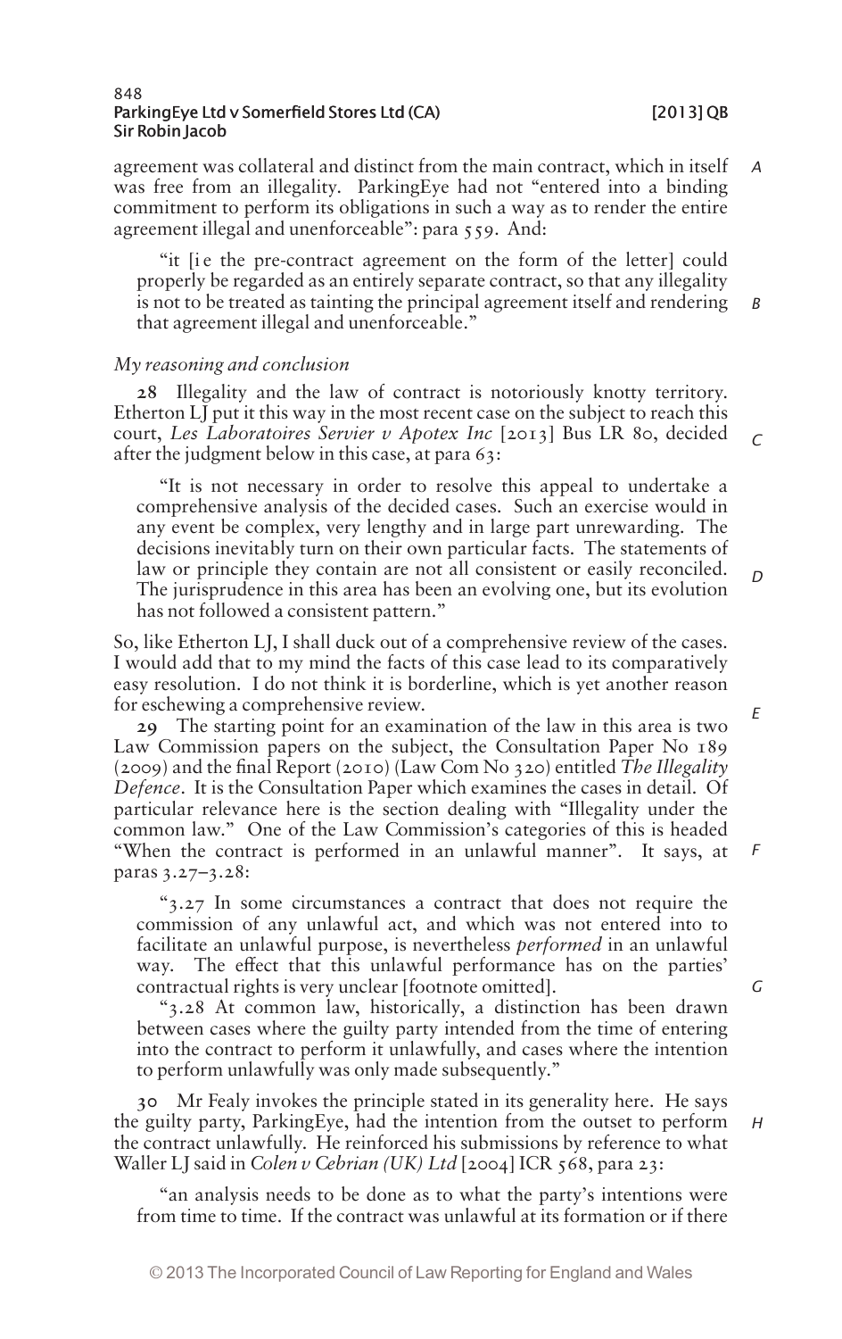agreement was collateral and distinct from the main contract, which in itself was free from an illegality. ParkingEye had not "entered into a binding commitment to perform its obligations in such a way as to render the entire agreement illegal and unenforceable": para 559. And:

> "it [i e the pre-contract agreement on the form of the letter] could properly be regarded as an entirely separate contract, so that any illegality is not to be treated as tainting the principal agreement itself and rendering that agreement illegal and unenforceable."

### *My reasoning and conclusion*

**28** Illegality and the law of contract is notoriously knotty territory. Etherton LJ put it this way in the most recent case on the subject to reach this court, *Les Laboratoires Servier v Apotex Inc* [2013] Bus LR 80, decided after the judgment below in this case, at para 63:

> "It is not necessary in order to resolve this appeal to undertake a comprehensive analysis of the decided cases. Such an exercise would in any event be complex, very lengthy and in large part unrewarding. The decisions inevitably turn on their own particular facts. The statements of law or principle they contain are not all consistent or easily reconciled. The jurisprudence in this area has been an evolving one, but its evolution has not followed a consistent pattern."

So, like Etherton LJ, I shall duck out of a comprehensive review of the cases. I would add that to my mind the facts of this case lead to its comparatively easy resolution. I do not think it is borderline, which is yet another reason for eschewing a comprehensive review.

**29** The starting point for an examination of the law in this area is two Law Commission papers on the subject, the Consultation Paper No 189 (2009) and the final Report (2010) (Law Com No 320) entitled *The Illegality Defence*. It is the Consultation Paper which examines the cases in detail. Of particular relevance here is the section dealing with "Illegality under the common law." One of the Law Commission's categories of this is headed "When the contract is performed in an unlawful manner". It says, at paras 3.27–3.28:

> "3.27 In some circumstances a contract that does not require the commission of any unlawful act, and which was not entered into to facilitate an unlawful purpose, is nevertheless *performed* in an unlawful way. The effect that this unlawful performance has on the parties' contractual rights is very unclear [footnote omitted].
>
> "3.28 At common law, historically, a distinction has been drawn between cases where the guilty party intended from the time of entering into the contract to perform it unlawfully, and cases where the intention to perform unlawfully was only made subsequently."

**30** Mr Fealy invokes the principle stated in its generality here. He says the guilty party, ParkingEye, had the intention from the outset to perform the contract unlawfully. He reinforced his submissions by reference to what Waller LJ said in *Colen v Cebrian (UK) Ltd* [2004] ICR 568, para 23:

> "an analysis needs to be done as to what the party's intentions were from time to time. If the contract was unlawful at its formation or if there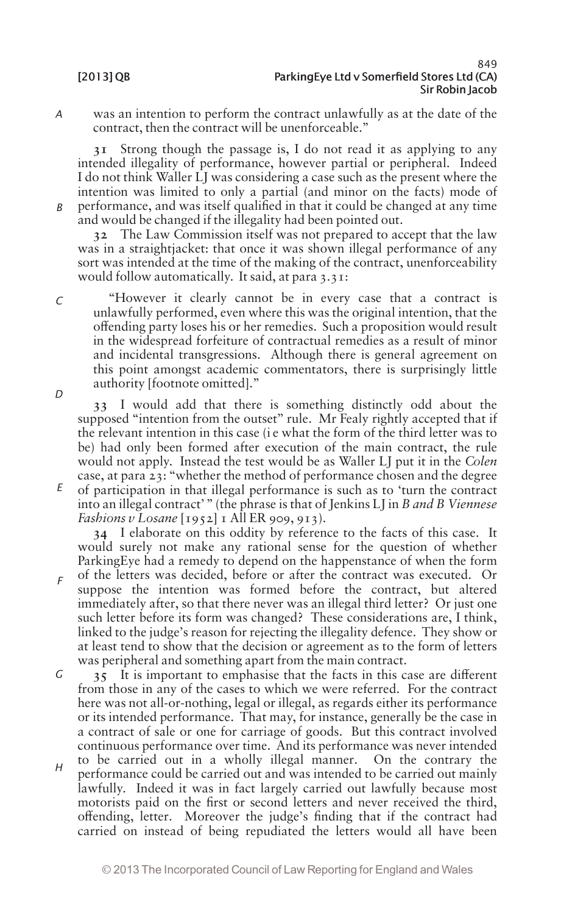was an intention to perform the contract unlawfully as at the date of the contract, then the contract will be unenforceable."

**31** Strong though the passage is, I do not read it as applying to any intended illegality of performance, however partial or peripheral. Indeed I do not think Waller LJ was considering a case such as the present where the intention was limited to only a partial (and minor on the facts) mode of performance, and was itself qualified in that it could be changed at any time and would be changed if the illegality had been pointed out.

**32** The Law Commission itself was not prepared to accept that the law was in a straightjacket: that once it was shown illegal performance of any sort was intended at the time of the making of the contract, unenforceability would follow automatically. It said, at para 3.31:

> "However it clearly cannot be in every case that a contract is unlawfully performed, even where this was the original intention, that the offending party loses his or her remedies. Such a proposition would result in the widespread forfeiture of contractual remedies as a result of minor and incidental transgressions. Although there is general agreement on this point amongst academic commentators, there is surprisingly little authority [footnote omitted]."

**33** I would add that there is something distinctly odd about the supposed "intention from the outset" rule. Mr Fealy rightly accepted that if the relevant intention in this case (i e what the form of the third letter was to be) had only been formed after execution of the main contract, the rule would not apply. Instead the test would be as Waller LJ put it in the *Colen* case, at para 23: "whether the method of performance chosen and the degree of participation in that illegal performance is such as to 'turn the contract into an illegal contract' " (the phrase is that of Jenkins LJ in *B and B Viennese Fashions v Losane* [1952] 1 All ER 909, 913).

**34** I elaborate on this oddity by reference to the facts of this case. It would surely not make any rational sense for the question of whether ParkingEye had a remedy to depend on the happenstance of when the form of the letters was decided, before or after the contract was executed. Or suppose the intention was formed before the contract, but altered immediately after, so that there never was an illegal third letter? Or just one such letter before its form was changed? These considerations are, I think, linked to the judge's reason for rejecting the illegality defence. They show or at least tend to show that the decision or agreement as to the form of letters was peripheral and something apart from the main contract.

**35** It is important to emphasise that the facts in this case are different from those in any of the cases to which we were referred. For the contract here was not all-or-nothing, legal or illegal, as regards either its performance or its intended performance. That may, for instance, generally be the case in a contract of sale or one for carriage of goods. But this contract involved continuous performance over time. And its performance was never intended to be carried out in a wholly illegal manner. On the contrary the performance could be carried out and was intended to be carried out mainly lawfully. Indeed it was in fact largely carried out lawfully because most motorists paid on the first or second letters and never received the third, offending, letter. Moreover the judge's finding that if the contract had carried on instead of being repudiated the letters would all have been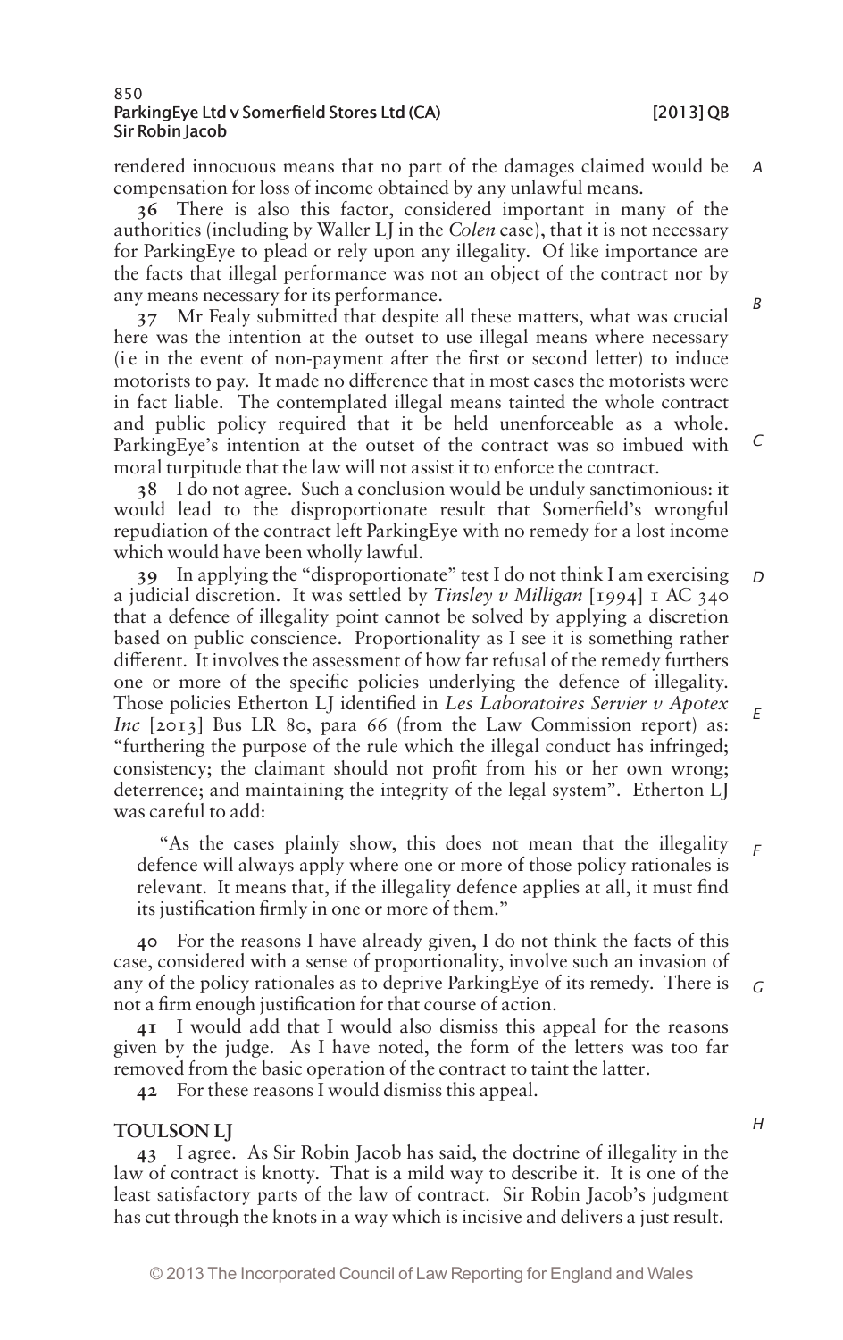rendered innocuous means that no part of the damages claimed would be compensation for loss of income obtained by any unlawful means.

**36** There is also this factor, considered important in many of the authorities (including by Waller LJ in the *Colen* case), that it is not necessary for ParkingEye to plead or rely upon any illegality. Of like importance are the facts that illegal performance was not an object of the contract nor by any means necessary for its performance.

**37** Mr Fealy submitted that despite all these matters, what was crucial here was the intention at the outset to use illegal means where necessary (i e in the event of non-payment after the first or second letter) to induce motorists to pay. It made no difference that in most cases the motorists were in fact liable. The contemplated illegal means tainted the whole contract and public policy required that it be held unenforceable as a whole. ParkingEye's intention at the outset of the contract was so imbued with moral turpitude that the law will not assist it to enforce the contract.

**38** I do not agree. Such a conclusion would be unduly sanctimonious: it would lead to the disproportionate result that Somerfield's wrongful repudiation of the contract left ParkingEye with no remedy for a lost income which would have been wholly lawful.

**39** In applying the "disproportionate" test I do not think I am exercising a judicial discretion. It was settled by *Tinsley v Milligan* [1994] 1 AC 340 that a defence of illegality point cannot be solved by applying a discretion based on public conscience. Proportionality as I see it is something rather different. It involves the assessment of how far refusal of the remedy furthers one or more of the specific policies underlying the defence of illegality. Those policies Etherton LJ identified in *Les Laboratoires Servier v Apotex Inc* [2013] Bus LR 80, para 66 (from the Law Commission report) as: "furthering the purpose of the rule which the illegal conduct has infringed; consistency; the claimant should not profit from his or her own wrong; deterrence; and maintaining the integrity of the legal system". Etherton LJ was careful to add:

> "As the cases plainly show, this does not mean that the illegality defence will always apply where one or more of those policy rationales is relevant. It means that, if the illegality defence applies at all, it must find its justification firmly in one or more of them."

**40** For the reasons I have already given, I do not think the facts of this case, considered with a sense of proportionality, involve such an invasion of any of the policy rationales as to deprive ParkingEye of its remedy. There is not a firm enough justification for that course of action.

**41** I would add that I would also dismiss this appeal for the reasons given by the judge. As I have noted, the form of the letters was too far removed from the basic operation of the contract to taint the latter.

**42** For these reasons I would dismiss this appeal.

## TOULSON LJ

**43** I agree. As Sir Robin Jacob has said, the doctrine of illegality in the law of contract is knotty. That is a mild way to describe it. It is one of the least satisfactory parts of the law of contract. Sir Robin Jacob's judgment has cut through the knots in a way which is incisive and delivers a just result.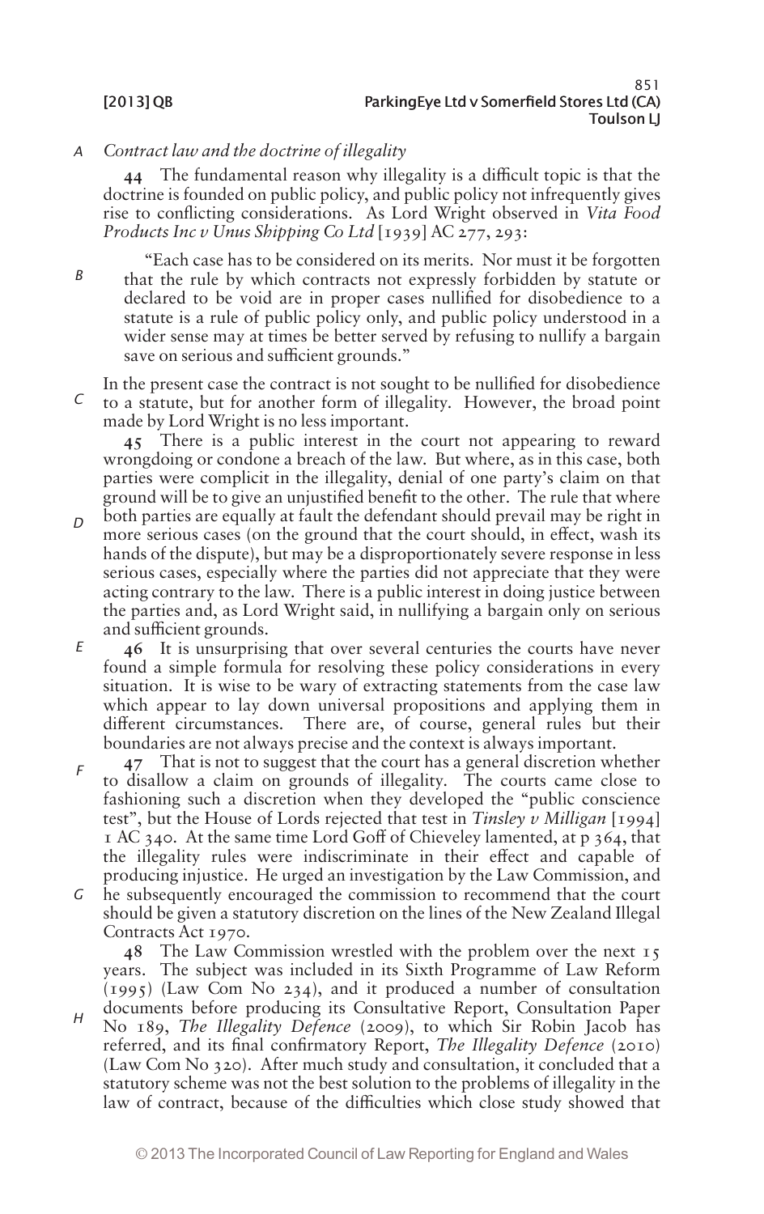*Contract law and the doctrine of illegality*

**44** The fundamental reason why illegality is a difficult topic is that the doctrine is founded on public policy, and public policy not infrequently gives rise to conflicting considerations. As Lord Wright observed in *Vita Food Products Inc v Unus Shipping Co Ltd* [1939] AC 277, 293:

> "Each case has to be considered on its merits. Nor must it be forgotten that the rule by which contracts not expressly forbidden by statute or declared to be void are in proper cases nullified for disobedience to a statute is a rule of public policy only, and public policy understood in a wider sense may at times be better served by refusing to nullify a bargain save on serious and sufficient grounds."

In the present case the contract is not sought to be nullified for disobedience to a statute, but for another form of illegality. However, the broad point made by Lord Wright is no less important.

**45** There is a public interest in the court not appearing to reward wrongdoing or condone a breach of the law. But where, as in this case, both parties were complicit in the illegality, denial of one party's claim on that ground will be to give an unjustified benefit to the other. The rule that where both parties are equally at fault the defendant should prevail may be right in more serious cases (on the ground that the court should, in effect, wash its hands of the dispute), but may be a disproportionately severe response in less serious cases, especially where the parties did not appreciate that they were acting contrary to the law. There is a public interest in doing justice between the parties and, as Lord Wright said, in nullifying a bargain only on serious and sufficient grounds.

**46** It is unsurprising that over several centuries the courts have never found a simple formula for resolving these policy considerations in every situation. It is wise to be wary of extracting statements from the case law which appear to lay down universal propositions and applying them in different circumstances. There are, of course, general rules but their boundaries are not always precise and the context is always important.

**47** That is not to suggest that the court has a general discretion whether to disallow a claim on grounds of illegality. The courts came close to fashioning such a discretion when they developed the "public conscience test", but the House of Lords rejected that test in *Tinsley v Milligan* [1994] 1 AC 340. At the same time Lord Goff of Chieveley lamented, at p 364, that the illegality rules were indiscriminate in their effect and capable of producing injustice. He urged an investigation by the Law Commission, and he subsequently encouraged the commission to recommend that the court should be given a statutory discretion on the lines of the New Zealand Illegal Contracts Act 1970.

**48** The Law Commission wrestled with the problem over the next 15 years. The subject was included in its Sixth Programme of Law Reform (1995) (Law Com No 234), and it produced a number of consultation documents before producing its Consultative Report, Consultation Paper No 189, *The Illegality Defence* (2009), to which Sir Robin Jacob has referred, and its final confirmatory Report, *The Illegality Defence* (2010) (Law Com No 320). After much study and consultation, it concluded that a statutory scheme was not the best solution to the problems of illegality in the law of contract, because of the difficulties which close study showed that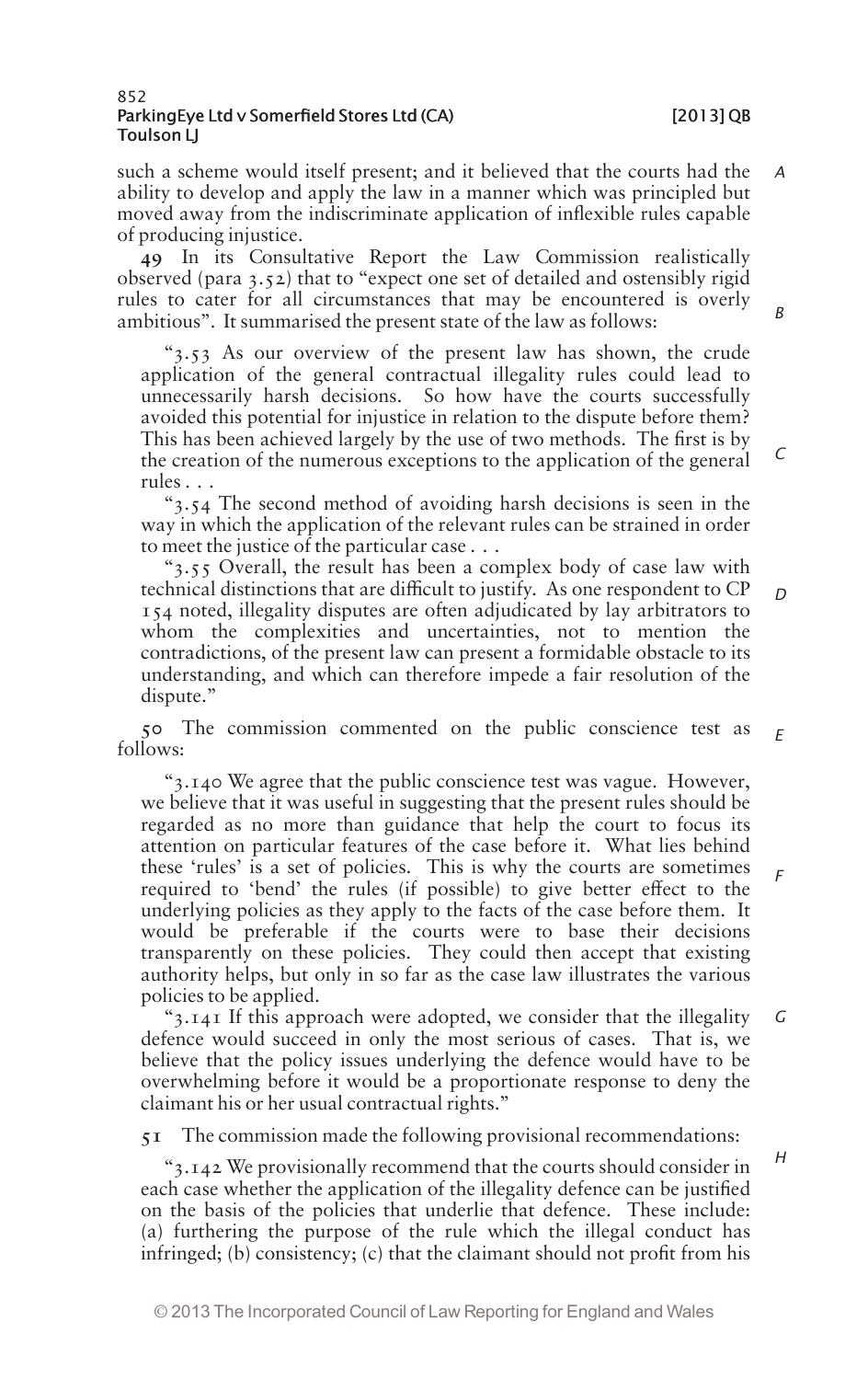such a scheme would itself present; and it believed that the courts had the ability to develop and apply the law in a manner which was principled but moved away from the indiscriminate application of inflexible rules capable of producing injustice.

**49** In its Consultative Report the Law Commission realistically observed (para 3.52) that to "expect one set of detailed and ostensibly rigid rules to cater for all circumstances that may be encountered is overly ambitious". It summarised the present state of the law as follows:

> "3.53 As our overview of the present law has shown, the crude application of the general contractual illegality rules could lead to unnecessarily harsh decisions. So how have the courts successfully avoided this potential for injustice in relation to the dispute before them? This has been achieved largely by the use of two methods. The first is by the creation of the numerous exceptions to the application of the general rules . . .
>
> "3.54 The second method of avoiding harsh decisions is seen in the way in which the application of the relevant rules can be strained in order to meet the justice of the particular case . . .
>
> "3.55 Overall, the result has been a complex body of case law with technical distinctions that are difficult to justify. As one respondent to CP 154 noted, illegality disputes are often adjudicated by lay arbitrators to whom the complexities and uncertainties, not to mention the contradictions, of the present law can present a formidable obstacle to its understanding, and which can therefore impede a fair resolution of the dispute."

**50** The commission commented on the public conscience test as follows:

> "3.140 We agree that the public conscience test was vague. However, we believe that it was useful in suggesting that the present rules should be regarded as no more than guidance that help the court to focus its attention on particular features of the case before it. What lies behind these 'rules' is a set of policies. This is why the courts are sometimes required to 'bend' the rules (if possible) to give better effect to the underlying policies as they apply to the facts of the case before them. It would be preferable if the courts were to base their decisions transparently on these policies. They could then accept that existing authority helps, but only in so far as the case law illustrates the various policies to be applied.
>
> "3.141 If this approach were adopted, we consider that the illegality defence would succeed in only the most serious of cases. That is, we believe that the policy issues underlying the defence would have to be overwhelming before it would be a proportionate response to deny the claimant his or her usual contractual rights."

**51** The commission made the following provisional recommendations:

> "3.142 We provisionally recommend that the courts should consider in each case whether the application of the illegality defence can be justified on the basis of the policies that underlie that defence. These include: (a) furthering the purpose of the rule which the illegal conduct has infringed; (b) consistency; (c) that the claimant should not profit from his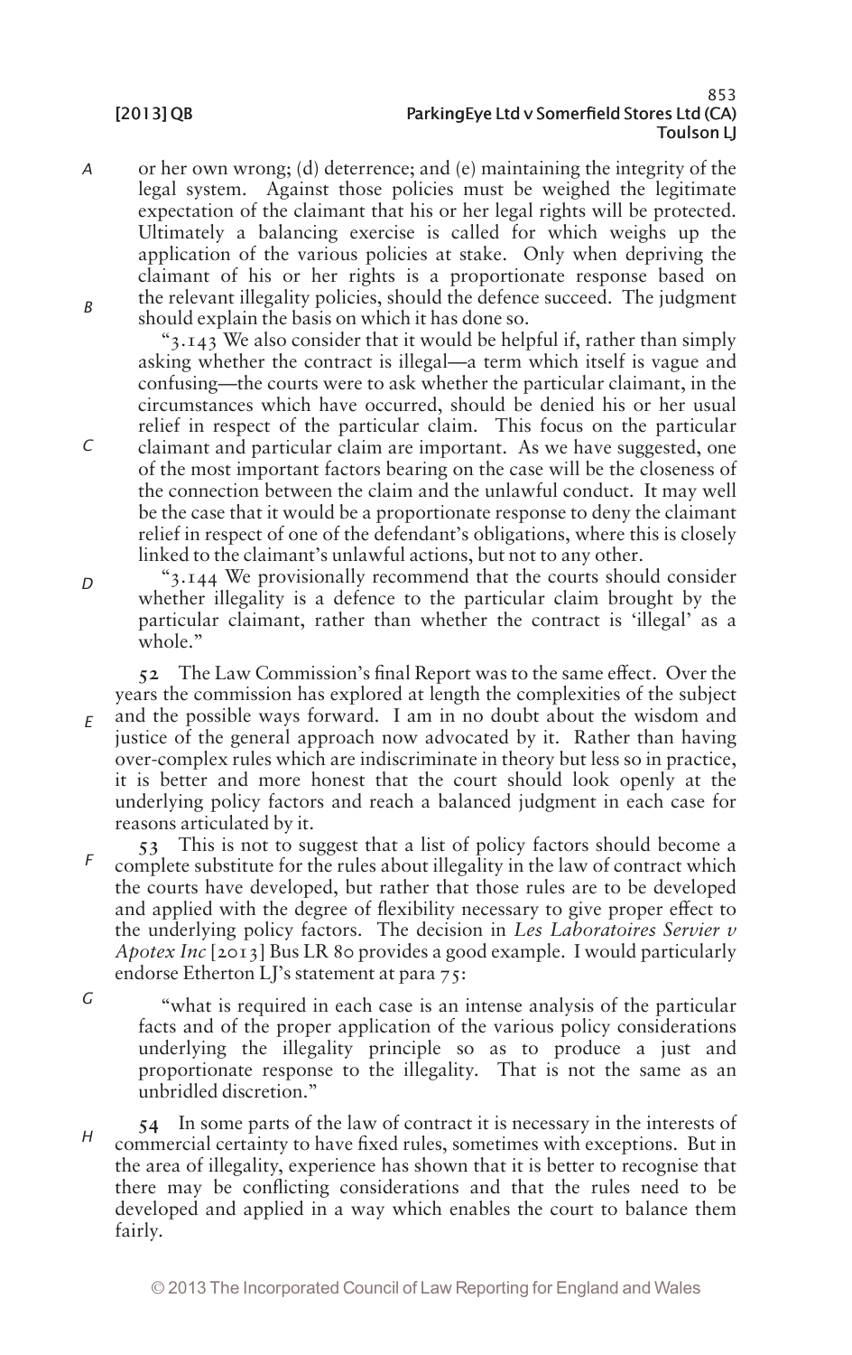or her own wrong; (d) deterrence; and (e) maintaining the integrity of the legal system. Against those policies must be weighed the legitimate expectation of the claimant that his or her legal rights will be protected. Ultimately a balancing exercise is called for which weighs up the application of the various policies at stake. Only when depriving the claimant of his or her rights is a proportionate response based on the relevant illegality policies, should the defence succeed. The judgment should explain the basis on which it has done so.

"3.143 We also consider that it would be helpful if, rather than simply asking whether the contract is illegal—a term which itself is vague and confusing—the courts were to ask whether the particular claimant, in the circumstances which have occurred, should be denied his or her usual relief in respect of the particular claim. This focus on the particular claimant and particular claim are important. As we have suggested, one of the most important factors bearing on the case will be the closeness of the connection between the claim and the unlawful conduct. It may well be the case that it would be a proportionate response to deny the claimant relief in respect of one of the defendant's obligations, where this is closely linked to the claimant's unlawful actions, but not to any other.

"3.144 We provisionally recommend that the courts should consider whether illegality is a defence to the particular claim brought by the particular claimant, rather than whether the contract is 'illegal' as a whole."

**52** The Law Commission's final Report was to the same effect. Over the years the commission has explored at length the complexities of the subject and the possible ways forward. I am in no doubt about the wisdom and justice of the general approach now advocated by it. Rather than having over-complex rules which are indiscriminate in theory but less so in practice, it is better and more honest that the court should look openly at the underlying policy factors and reach a balanced judgment in each case for reasons articulated by it.

**53** This is not to suggest that a list of policy factors should become a complete substitute for the rules about illegality in the law of contract which the courts have developed, but rather that those rules are to be developed and applied with the degree of flexibility necessary to give proper effect to the underlying policy factors. The decision in *Les Laboratoires Servier v Apotex Inc* [2013] Bus LR 80 provides a good example. I would particularly endorse Etherton LJ's statement at para 75:

> "what is required in each case is an intense analysis of the particular facts and of the proper application of the various policy considerations underlying the illegality principle so as to produce a just and proportionate response to the illegality. That is not the same as an unbridled discretion."

**54** In some parts of the law of contract it is necessary in the interests of commercial certainty to have fixed rules, sometimes with exceptions. But in the area of illegality, experience has shown that it is better to recognise that there may be conflicting considerations and that the rules need to be developed and applied in a way which enables the court to balance them fairly.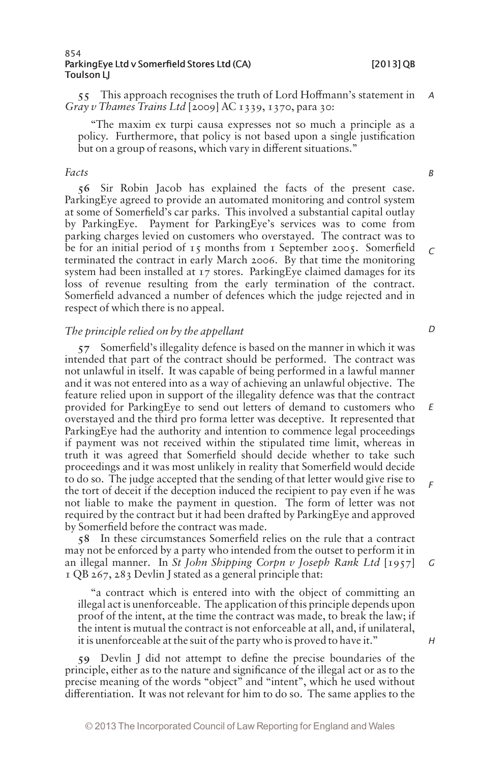55 This approach recognises the truth of Lord Hoffmann's statement in *Gray v Thames Trains Ltd* [2009] AC 1339, 1370, para 30:

> "The maxim ex turpi causa expresses not so much a principle as a policy. Furthermore, that policy is not based upon a single justification but on a group of reasons, which vary in different situations."

### *Facts*

56 Sir Robin Jacob has explained the facts of the present case. ParkingEye agreed to provide an automated monitoring and control system at some of Somerfield's car parks. This involved a substantial capital outlay by ParkingEye. Payment for ParkingEye's services was to come from parking charges levied on customers who overstayed. The contract was to be for an initial period of 15 months from 1 September 2005. Somerfield terminated the contract in early March 2006. By that time the monitoring system had been installed at 17 stores. ParkingEye claimed damages for its loss of revenue resulting from the early termination of the contract. Somerfield advanced a number of defences which the judge rejected and in respect of which there is no appeal.

### *The principle relied on by the appellant*

57 Somerfield's illegality defence is based on the manner in which it was intended that part of the contract should be performed. The contract was not unlawful in itself. It was capable of being performed in a lawful manner and it was not entered into as a way of achieving an unlawful objective. The feature relied upon in support of the illegality defence was that the contract provided for ParkingEye to send out letters of demand to customers who overstayed and the third pro forma letter was deceptive. It represented that ParkingEye had the authority and intention to commence legal proceedings if payment was not received within the stipulated time limit, whereas in truth it was agreed that Somerfield should decide whether to take such proceedings and it was most unlikely in reality that Somerfield would decide to do so. The judge accepted that the sending of that letter would give rise to the tort of deceit if the deception induced the recipient to pay even if he was not liable to make the payment in question. The form of letter was not required by the contract but it had been drafted by ParkingEye and approved by Somerfield before the contract was made.

58 In these circumstances Somerfield relies on the rule that a contract may not be enforced by a party who intended from the outset to perform it in an illegal manner. In *St John Shipping Corpn v Joseph Rank Ltd* [1957] 1 QB 267, 283 Devlin J stated as a general principle that:

> "a contract which is entered into with the object of committing an illegal act is unenforceable. The application of this principle depends upon proof of the intent, at the time the contract was made, to break the law; if the intent is mutual the contract is not enforceable at all, and, if unilateral, it is unenforceable at the suit of the party who is proved to have it."

59 Devlin J did not attempt to define the precise boundaries of the principle, either as to the nature and significance of the illegal act or as to the precise meaning of the words "object" and "intent", which he used without differentiation. It was not relevant for him to do so. The same applies to the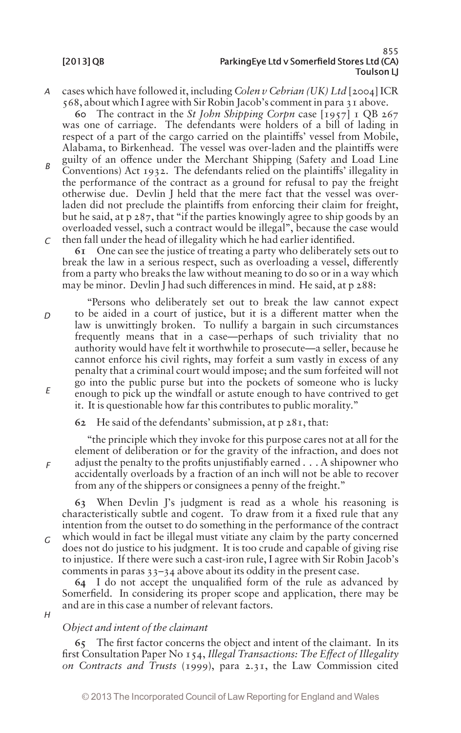cases which have followed it, including *Colen v Cebrian (UK) Ltd* [2004] ICR 568, about which I agree with Sir Robin Jacob's comment in para 31 above.

**60** The contract in the *St John Shipping Corpn* case [1957] 1 QB 267 was one of carriage. The defendants were holders of a bill of lading in respect of a part of the cargo carried on the plaintiffs' vessel from Mobile, Alabama, to Birkenhead. The vessel was over-laden and the plaintiffs were guilty of an offence under the Merchant Shipping (Safety and Load Line Conventions) Act 1932. The defendants relied on the plaintiffs' illegality in the performance of the contract as a ground for refusal to pay the freight otherwise due. Devlin J held that the mere fact that the vessel was over-laden did not preclude the plaintiffs from enforcing their claim for freight, but he said, at p 287, that "if the parties knowingly agree to ship goods by an overloaded vessel, such a contract would be illegal", because the case would then fall under the head of illegality which he had earlier identified.

**61** One can see the justice of treating a party who deliberately sets out to break the law in a serious respect, such as overloading a vessel, differently from a party who breaks the law without meaning to do so or in a way which may be minor. Devlin J had such differences in mind. He said, at p 288:

> "Persons who deliberately set out to break the law cannot expect to be aided in a court of justice, but it is a different matter when the law is unwittingly broken. To nullify a bargain in such circumstances frequently means that in a case—perhaps of such triviality that no authority would have felt it worthwhile to prosecute—a seller, because he cannot enforce his civil rights, may forfeit a sum vastly in excess of any penalty that a criminal court would impose; and the sum forfeited will not go into the public purse but into the pockets of someone who is lucky enough to pick up the windfall or astute enough to have contrived to get it. It is questionable how far this contributes to public morality."

**62** He said of the defendants' submission, at p 281, that:

> "the principle which they invoke for this purpose cares not at all for the element of deliberation or for the gravity of the infraction, and does not adjust the penalty to the profits unjustifiably earned . . . A shipowner who accidentally overloads by a fraction of an inch will not be able to recover from any of the shippers or consignees a penny of the freight."

**63** When Devlin J's judgment is read as a whole his reasoning is characteristically subtle and cogent. To draw from it a fixed rule that any intention from the outset to do something in the performance of the contract which would in fact be illegal must vitiate any claim by the party concerned does not do justice to his judgment. It is too crude and capable of giving rise to injustice. If there were such a cast-iron rule, I agree with Sir Robin Jacob's comments in paras 33–34 above about its oddity in the present case.

**64** I do not accept the unqualified form of the rule as advanced by Somerfield. In considering its proper scope and application, there may be and are in this case a number of relevant factors.

*Object and intent of the claimant*

**65** The first factor concerns the object and intent of the claimant. In its first Consultation Paper No 154, *Illegal Transactions: The Effect of Illegality on Contracts and Trusts* (1999), para 2.31, the Law Commission cited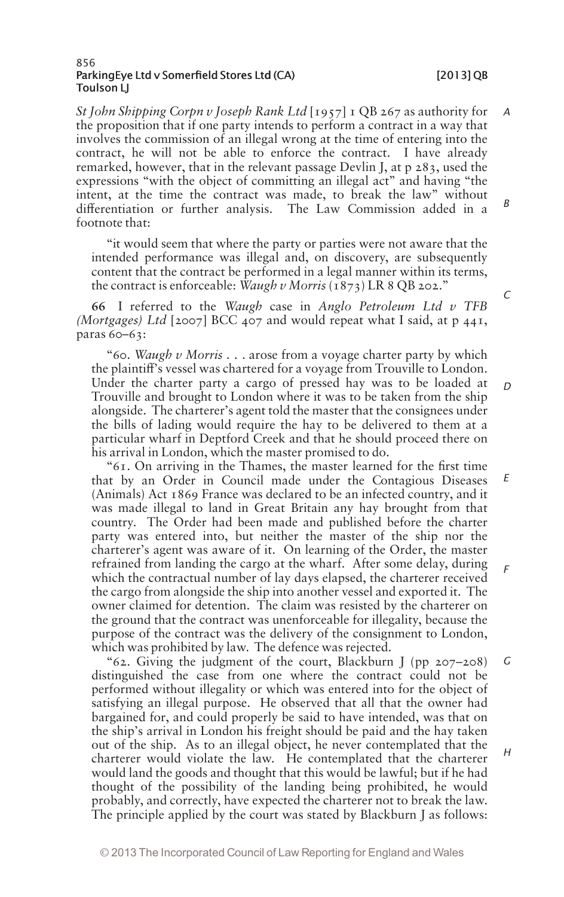*St John Shipping Corpn v Joseph Rank Ltd* [1957] 1 QB 267 as authority for the proposition that if one party intends to perform a contract in a way that involves the commission of an illegal wrong at the time of entering into the contract, he will not be able to enforce the contract. I have already remarked, however, that in the relevant passage Devlin J, at p 283, used the expressions "with the object of committing an illegal act" and having "the intent, at the time the contract was made, to break the law" without differentiation or further analysis. The Law Commission added in a footnote that:

> "it would seem that where the party or parties were not aware that the intended performance was illegal and, on discovery, are subsequently content that the contract be performed in a legal manner within its terms, the contract is enforceable: *Waugh v Morris* (1873) LR 8 QB 202."

**66** I referred to the *Waugh* case in *Anglo Petroleum Ltd v TFB (Mortgages) Ltd* [2007] BCC 407 and would repeat what I said, at p 441, paras 60–63:

> "60. *Waugh v Morris* . . . arose from a voyage charter party by which the plaintiff's vessel was chartered for a voyage from Trouville to London. Under the charter party a cargo of pressed hay was to be loaded at Trouville and brought to London where it was to be taken from the ship alongside. The charterer's agent told the master that the consignees under the bills of lading would require the hay to be delivered to them at a particular wharf in Deptford Creek and that he should proceed there on his arrival in London, which the master promised to do.
>
> "61. On arriving in the Thames, the master learned for the first time that by an Order in Council made under the Contagious Diseases (Animals) Act 1869 France was declared to be an infected country, and it was made illegal to land in Great Britain any hay brought from that country. The Order had been made and published before the charter party was entered into, but neither the master of the ship nor the charterer's agent was aware of it. On learning of the Order, the master refrained from landing the cargo at the wharf. After some delay, during which the contractual number of lay days elapsed, the charterer received the cargo from alongside the ship into another vessel and exported it. The owner claimed for detention. The claim was resisted by the charterer on the ground that the contract was unenforceable for illegality, because the purpose of the contract was the delivery of the consignment to London, which was prohibited by law. The defence was rejected.
>
> "62. Giving the judgment of the court, Blackburn J (pp 207–208) distinguished the case from one where the contract could not be performed without illegality or which was entered into for the object of satisfying an illegal purpose. He observed that all that the owner had bargained for, and could properly be said to have intended, was that on the ship's arrival in London his freight should be paid and the hay taken out of the ship. As to an illegal object, he never contemplated that the charterer would violate the law. He contemplated that the charterer would land the goods and thought that this would be lawful; but if he had thought of the possibility of the landing being prohibited, he would probably, and correctly, have expected the charterer not to break the law. The principle applied by the court was stated by Blackburn J as follows: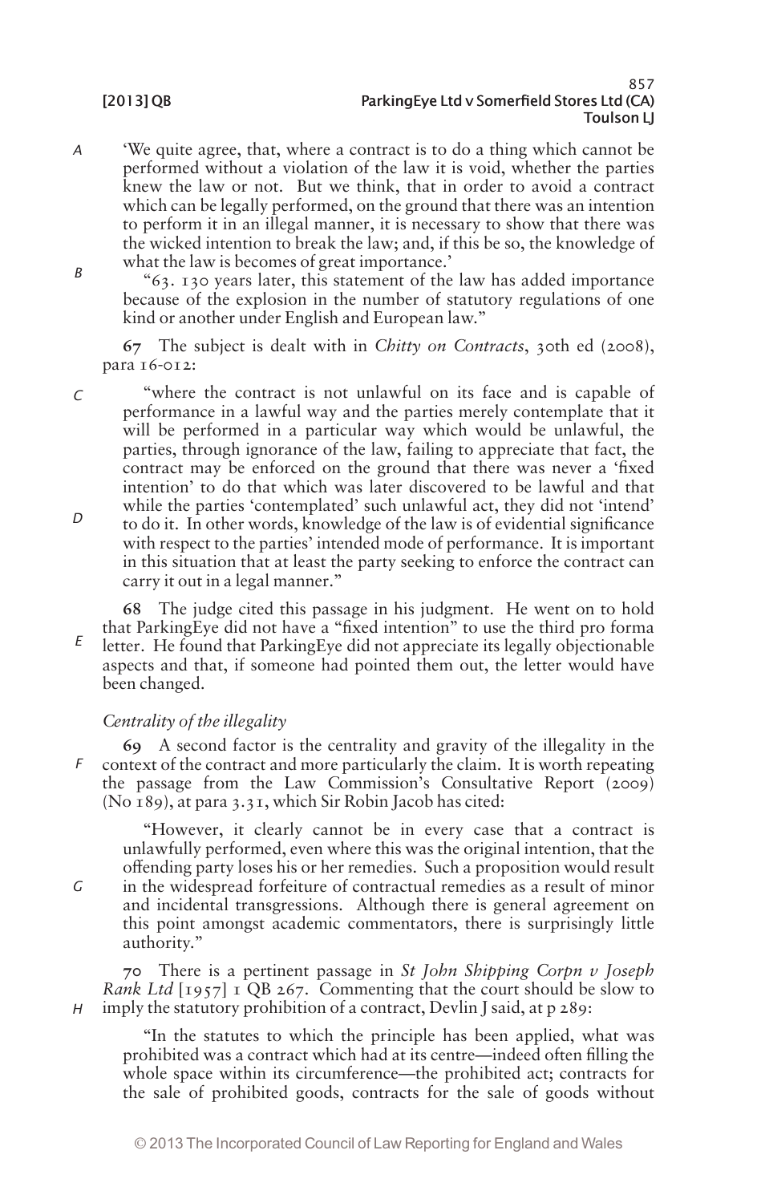'We quite agree, that, where a contract is to do a thing which cannot be performed without a violation of the law it is void, whether the parties knew the law or not. But we think, that in order to avoid a contract which can be legally performed, on the ground that there was an intention to perform it in an illegal manner, it is necessary to show that there was the wicked intention to break the law; and, if this be so, the knowledge of what the law is becomes of great importance.'

"63. 130 years later, this statement of the law has added importance because of the explosion in the number of statutory regulations of one kind or another under English and European law."

**67** The subject is dealt with in *Chitty on Contracts*, 30th ed (2008), para 16-012:

> "where the contract is not unlawful on its face and is capable of performance in a lawful way and the parties merely contemplate that it will be performed in a particular way which would be unlawful, the parties, through ignorance of the law, failing to appreciate that fact, the contract may be enforced on the ground that there was never a 'fixed intention' to do that which was later discovered to be lawful and that while the parties 'contemplated' such unlawful act, they did not 'intend' to do it. In other words, knowledge of the law is of evidential significance with respect to the parties' intended mode of performance. It is important in this situation that at least the party seeking to enforce the contract can carry it out in a legal manner."

**68** The judge cited this passage in his judgment. He went on to hold that ParkingEye did not have a "fixed intention" to use the third pro forma letter. He found that ParkingEye did not appreciate its legally objectionable aspects and that, if someone had pointed them out, the letter would have been changed.

*Centrality of the illegality*

**69** A second factor is the centrality and gravity of the illegality in the context of the contract and more particularly the claim. It is worth repeating the passage from the Law Commission's Consultative Report (2009) (No 189), at para 3.31, which Sir Robin Jacob has cited:

> "However, it clearly cannot be in every case that a contract is unlawfully performed, even where this was the original intention, that the offending party loses his or her remedies. Such a proposition would result in the widespread forfeiture of contractual remedies as a result of minor and incidental transgressions. Although there is general agreement on this point amongst academic commentators, there is surprisingly little authority."

**70** There is a pertinent passage in *St John Shipping Corpn v Joseph Rank Ltd* [1957] 1 QB 267. Commenting that the court should be slow to imply the statutory prohibition of a contract, Devlin J said, at p 289:

> "In the statutes to which the principle has been applied, what was prohibited was a contract which had at its centre—indeed often filling the whole space within its circumference—the prohibited act; contracts for the sale of prohibited goods, contracts for the sale of goods without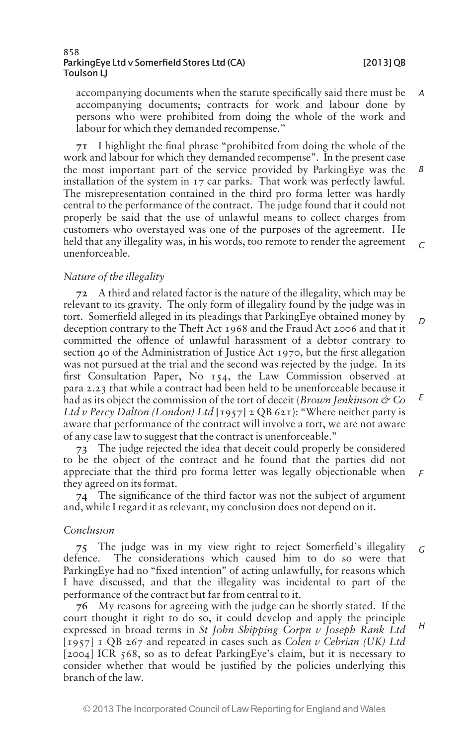accompanying documents when the statute specifically said there must be accompanying documents; contracts for work and labour done by persons who were prohibited from doing the whole of the work and labour for which they demanded recompense."

**71** I highlight the final phrase "prohibited from doing the whole of the work and labour for which they demanded recompense". In the present case the most important part of the service provided by ParkingEye was the installation of the system in 17 car parks. That work was perfectly lawful. The misrepresentation contained in the third pro forma letter was hardly central to the performance of the contract. The judge found that it could not properly be said that the use of unlawful means to collect charges from customers who overstayed was one of the purposes of the agreement. He held that any illegality was, in his words, too remote to render the agreement unenforceable.

*Nature of the illegality*

**72** A third and related factor is the nature of the illegality, which may be relevant to its gravity. The only form of illegality found by the judge was in tort. Somerfield alleged in its pleadings that ParkingEye obtained money by deception contrary to the Theft Act 1968 and the Fraud Act 2006 and that it committed the offence of unlawful harassment of a debtor contrary to section 40 of the Administration of Justice Act 1970, but the first allegation was not pursued at the trial and the second was rejected by the judge. In its first Consultation Paper, No 154, the Law Commission observed at para 2.23 that while a contract had been held to be unenforceable because it had as its object the commission of the tort of deceit (*Brown Jenkinson & Co Ltd v Percy Dalton (London) Ltd* [1957] 2 QB 621): "Where neither party is aware that performance of the contract will involve a tort, we are not aware of any case law to suggest that the contract is unenforceable."

**73** The judge rejected the idea that deceit could properly be considered to be the object of the contract and he found that the parties did not appreciate that the third pro forma letter was legally objectionable when they agreed on its format.

**74** The significance of the third factor was not the subject of argument and, while I regard it as relevant, my conclusion does not depend on it.

*Conclusion*

**75** The judge was in my view right to reject Somerfield's illegality defence. The considerations which caused him to do so were that ParkingEye had no "fixed intention" of acting unlawfully, for reasons which I have discussed, and that the illegality was incidental to part of the performance of the contract but far from central to it.

**76** My reasons for agreeing with the judge can be shortly stated. If the court thought it right to do so, it could develop and apply the principle expressed in broad terms in *St John Shipping Corpn v Joseph Rank Ltd* [1957] 1 QB 267 and repeated in cases such as *Colen v Cebrian (UK) Ltd* [2004] ICR 568, so as to defeat ParkingEye's claim, but it is necessary to consider whether that would be justified by the policies underlying this branch of the law.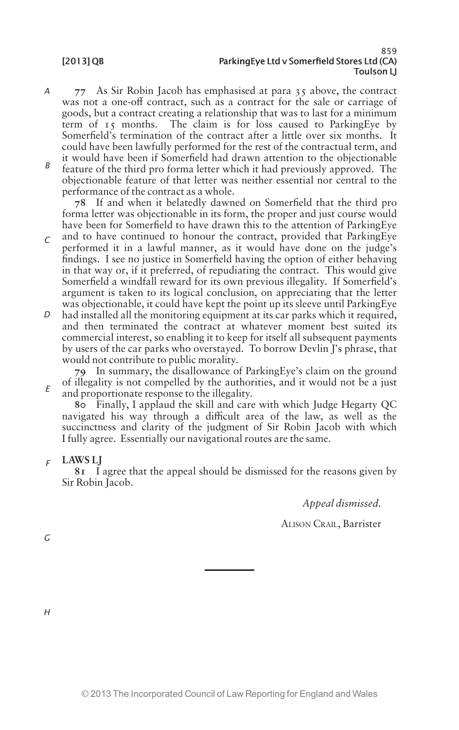77 As Sir Robin Jacob has emphasised at para 35 above, the contract was not a one-off contract, such as a contract for the sale or carriage of goods, but a contract creating a relationship that was to last for a minimum term of 15 months. The claim is for loss caused to ParkingEye by Somerfield's termination of the contract after a little over six months. It could have been lawfully performed for the rest of the contractual term, and it would have been if Somerfield had drawn attention to the objectionable feature of the third pro forma letter which it had previously approved. The objectionable feature of that letter was neither essential nor central to the performance of the contract as a whole.

78 If and when it belatedly dawned on Somerfield that the third pro forma letter was objectionable in its form, the proper and just course would have been for Somerfield to have drawn this to the attention of ParkingEye and to have continued to honour the contract, provided that ParkingEye performed it in a lawful manner, as it would have done on the judge's findings. I see no justice in Somerfield having the option of either behaving in that way or, if it preferred, of repudiating the contract. This would give Somerfield a windfall reward for its own previous illegality. If Somerfield's argument is taken to its logical conclusion, on appreciating that the letter was objectionable, it could have kept the point up its sleeve until ParkingEye had installed all the monitoring equipment at its car parks which it required, and then terminated the contract at whatever moment best suited its commercial interest, so enabling it to keep for itself all subsequent payments by users of the car parks who overstayed. To borrow Devlin J's phrase, that would not contribute to public morality.

79 In summary, the disallowance of ParkingEye's claim on the ground of illegality is not compelled by the authorities, and it would not be a just and proportionate response to the illegality.

80 Finally, I applaud the skill and care with which Judge Hegarty QC navigated his way through a difficult area of the law, as well as the succinctness and clarity of the judgment of Sir Robin Jacob with which I fully agree. Essentially our navigational routes are the same.

**LAWS LJ**

81 I agree that the appeal should be dismissed for the reasons given by Sir Robin Jacob.

*Appeal dismissed.*

ALISON CRAIL, Barrister